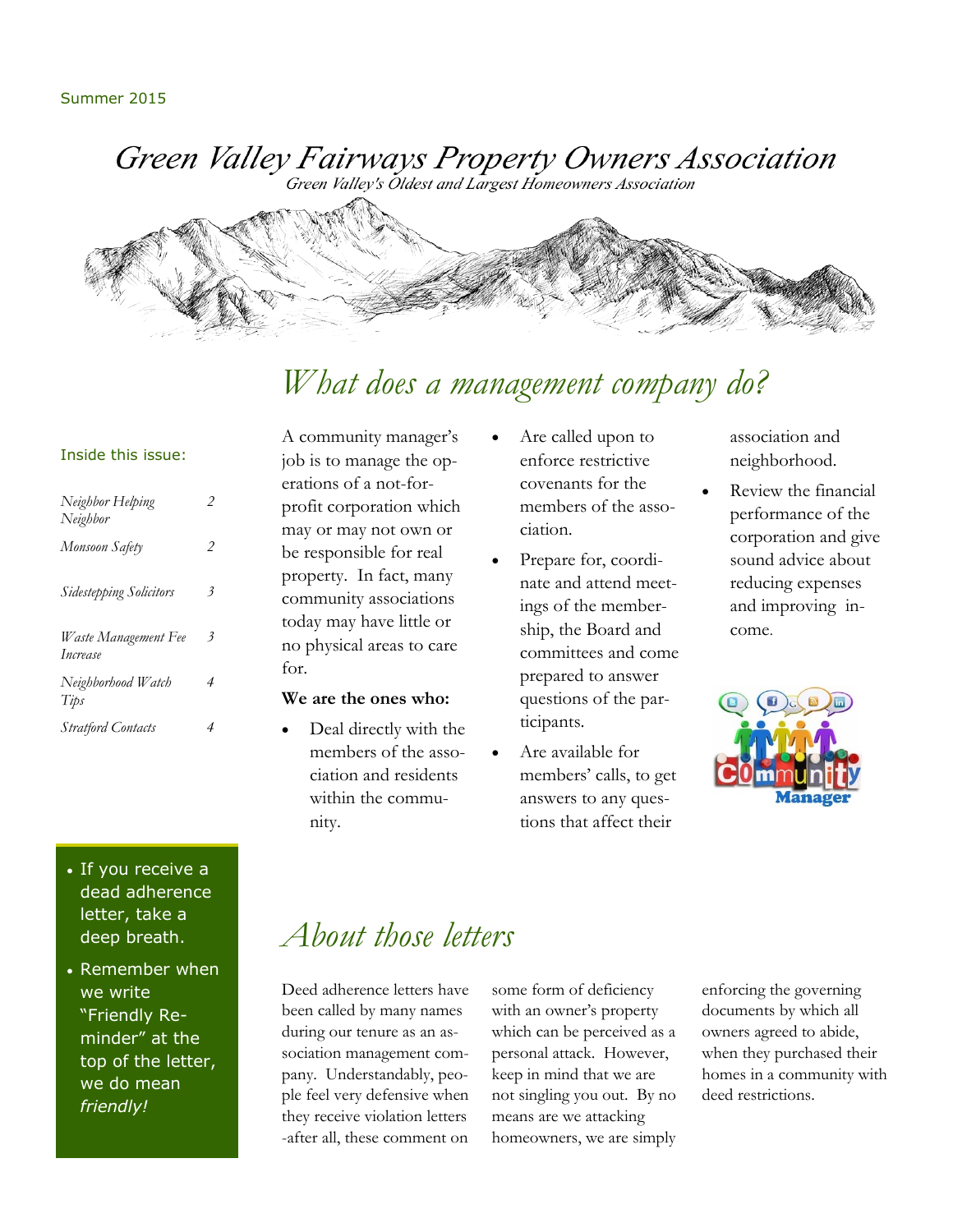Summer 2015

# Green Valley Fairways Property Owners Association

*Green Valley's Oldest and Largest Homeowners Association*

**Inside this issue:**

| | |
|---|---|
| *Neighbor Helping Neighbor* | 2 |
| *Monsoon Safety* | 2 |
| *Sidestepping Solicitors* | 3 |
| *Waste Management Fee Increase* | 3 |
| *Neighborhood Watch Tips* | 4 |
| *Stratford Contacts* | 4 |

## *What does a management company do?*

A community manager's job is to manage the operations of a not-for-profit corporation which may or may not own or be responsible for real property. In fact, many community associations today may have little or no physical areas to care for.

**We are the ones who:**

- Deal directly with the members of the association and residents within the community.
- Are called upon to enforce restrictive covenants for the members of the association.
- Prepare for, coordinate and attend meetings of the membership, the Board and committees and come prepared to answer questions of the participants.
- Are available for members' calls, to get answers to any questions that affect their association and neighborhood.
- Review the financial performance of the corporation and give sound advice about reducing expenses and improving income.

- If you receive a dead adherence letter, take a deep breath.
- Remember when we write "Friendly Reminder" at the top of the letter, we do mean *friendly!*

## *About those letters*

Deed adherence letters have been called by many names during our tenure as an association management company. Understandably, people feel very defensive when they receive violation letters -after all, these comment on some form of deficiency with an owner's property which can be perceived as a personal attack. However, keep in mind that we are not singling you out. By no means are we attacking homeowners, we are simply enforcing the governing documents by which all owners agreed to abide, when they purchased their homes in a community with deed restrictions.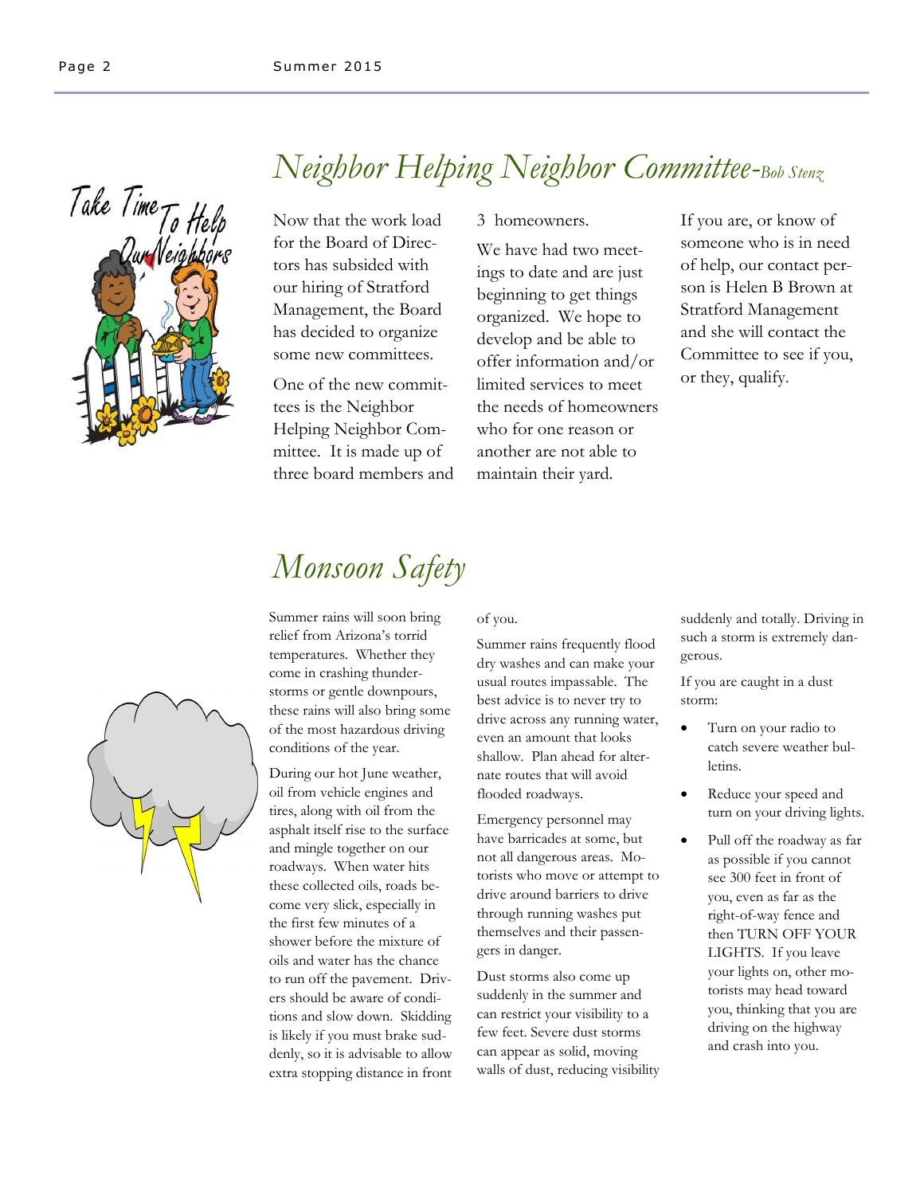## *Neighbor Helping Neighbor Committee-Bob Stenz*

Now that the work load for the Board of Directors has subsided with our hiring of Stratford Management, the Board has decided to organize some new committees.

One of the new committees is the Neighbor Helping Neighbor Committee. It is made up of three board members and 3 homeowners.

We have had two meetings to date and are just beginning to get things organized. We hope to develop and be able to offer information and/or limited services to meet the needs of homeowners who for one reason or another are not able to maintain their yard.

If you are, or know of someone who is in need of help, our contact person is Helen B Brown at Stratford Management and she will contact the Committee to see if you, or they, qualify.

## *Monsoon Safety*

Summer rains will soon bring relief from Arizona's torrid temperatures. Whether they come in crashing thunderstorms or gentle downpours, these rains will also bring some of the most hazardous driving conditions of the year.

During our hot June weather, oil from vehicle engines and tires, along with oil from the asphalt itself rise to the surface and mingle together on our roadways. When water hits these collected oils, roads become very slick, especially in the first few minutes of a shower before the mixture of oils and water has the chance to run off the pavement. Drivers should be aware of conditions and slow down. Skidding is likely if you must brake suddenly, so it is advisable to allow extra stopping distance in front of you.

Summer rains frequently flood dry washes and can make your usual routes impassable. The best advice is to never try to drive across any running water, even an amount that looks shallow. Plan ahead for alternate routes that will avoid flooded roadways.

Emergency personnel may have barricades at some, but not all dangerous areas. Motorists who move or attempt to drive around barriers to drive through running washes put themselves and their passengers in danger.

Dust storms also come up suddenly in the summer and can restrict your visibility to a few feet. Severe dust storms can appear as solid, moving walls of dust, reducing visibility suddenly and totally. Driving in such a storm is extremely dangerous.

If you are caught in a dust storm:

- Turn on your radio to catch severe weather bulletins.
- Reduce your speed and turn on your driving lights.
- Pull off the roadway as far as possible if you cannot see 300 feet in front of you, even as far as the right-of-way fence and then TURN OFF YOUR LIGHTS. If you leave your lights on, other motorists may head toward you, thinking that you are driving on the highway and crash into you.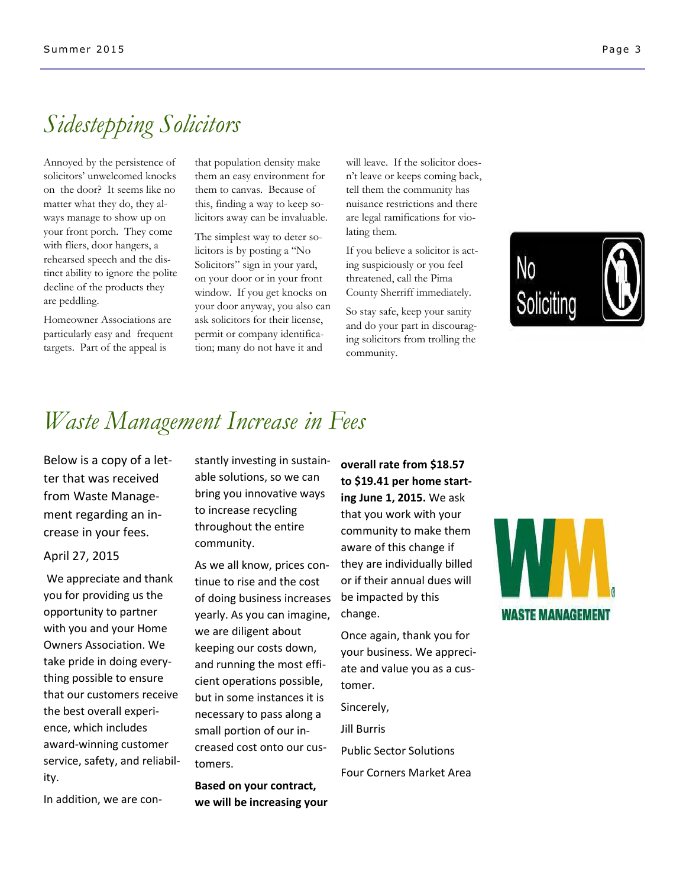# *Sidestepping Solicitors*

Annoyed by the persistence of solicitors' unwelcomed knocks on the door? It seems like no matter what they do, they always manage to show up on your front porch. They come with fliers, door hangers, a rehearsed speech and the distinct ability to ignore the polite decline of the products they are peddling.

Homeowner Associations are particularly easy and frequent targets. Part of the appeal is that population density make them an easy environment for them to canvas. Because of this, finding a way to keep solicitors away can be invaluable.

The simplest way to deter solicitors is by posting a "No Solicitors" sign in your yard, on your door or in your front window. If you get knocks on your door anyway, you also can ask solicitors for their license, permit or company identification; many do not have it and will leave. If the solicitor doesn't leave or keeps coming back, tell them the community has nuisance restrictions and there are legal ramifications for violating them.

If you believe a solicitor is acting suspiciously or you feel threatened, call the Pima County Sherriff immediately.

So stay safe, keep your sanity and do your part in discouraging solicitors from trolling the community.

# *Waste Management Increase in Fees*

Below is a copy of a letter that was received from Waste Management regarding an increase in your fees.

April 27, 2015

We appreciate and thank you for providing us the opportunity to partner with you and your Home Owners Association. We take pride in doing everything possible to ensure that our customers receive the best overall experience, which includes award-winning customer service, safety, and reliability.

In addition, we are constantly investing in sustainable solutions, so we can bring you innovative ways to increase recycling throughout the entire community.

As we all know, prices continue to rise and the cost of doing business increases yearly. As you can imagine, we are diligent about keeping our costs down, and running the most efficient operations possible, but in some instances it is necessary to pass along a small portion of our increased cost onto our customers.

**Based on your contract, we will be increasing your overall rate from $18.57 to $19.41 per home starting June 1, 2015.** We ask that you work with your community to make them aware of this change if they are individually billed or if their annual dues will be impacted by this change.

Once again, thank you for your business. We appreciate and value you as a customer.

Sincerely,

Jill Burris

Public Sector Solutions

Four Corners Market Area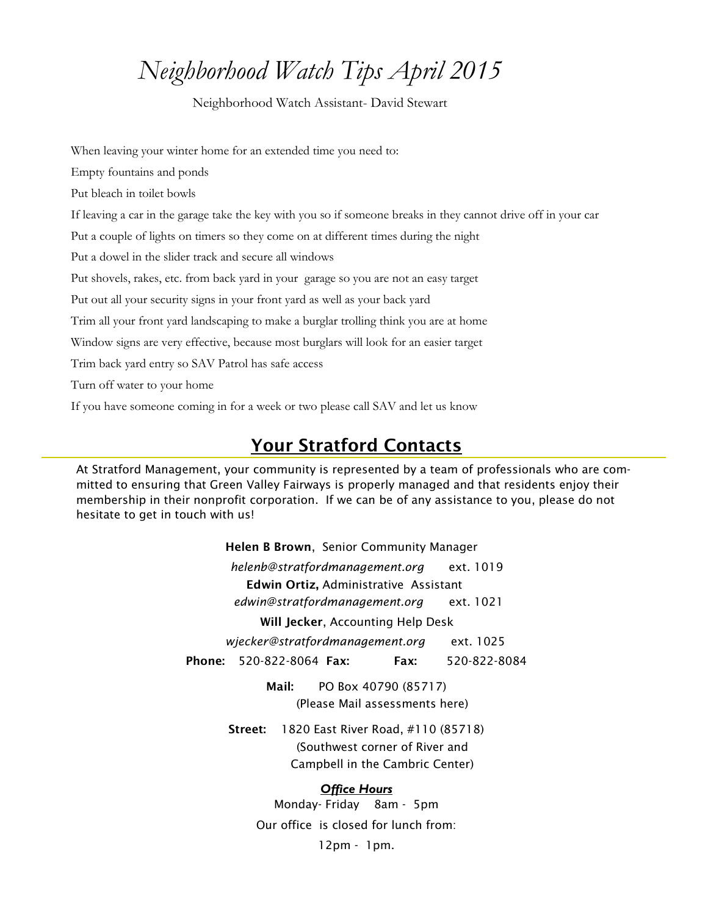// Neighborhood Watch Tips April 2015

# *Neighborhood Watch Tips April 2015*

Neighborhood Watch Assistant- David Stewart

When leaving your winter home for an extended time you need to:

Empty fountains and ponds

Put bleach in toilet bowls

If leaving a car in the garage take the key with you so if someone breaks in they cannot drive off in your car

Put a couple of lights on timers so they come on at different times during the night

Put a dowel in the slider track and secure all windows

Put shovels, rakes, etc. from back yard in your garage so you are not an easy target

Put out all your security signs in your front yard as well as your back yard

Trim all your front yard landscaping to make a burglar trolling think you are at home

Window signs are very effective, because most burglars will look for an easier target

Trim back yard entry so SAV Patrol has safe access

Turn off water to your home

If you have someone coming in for a week or two please call SAV and let us know

## Your Stratford Contacts

At Stratford Management, your community is represented by a team of professionals who are committed to ensuring that Green Valley Fairways is properly managed and that residents enjoy their membership in their nonprofit corporation. If we can be of any assistance to you, please do not hesitate to get in touch with us!

**Helen B Brown**, Senior Community Manager
*helenb@stratfordmanagement.org* ext. 1019

**Edwin Ortiz,** Administrative Assistant
*edwin@stratfordmanagement.org* ext. 1021

**Will Jecker**, Accounting Help Desk
*wjecker@stratfordmanagement.org* ext. 1025

**Phone:** 520-822-8064 **Fax:** **Fax:** 520-822-8084

**Mail:** PO Box 40790 (85717)
(Please Mail assessments here)

**Street:** 1820 East River Road, #110 (85718)
(Southwest corner of River and Campbell in the Cambric Center)

***Office Hours***

Monday- Friday 8am - 5pm

Our office is closed for lunch from:

12pm - 1pm.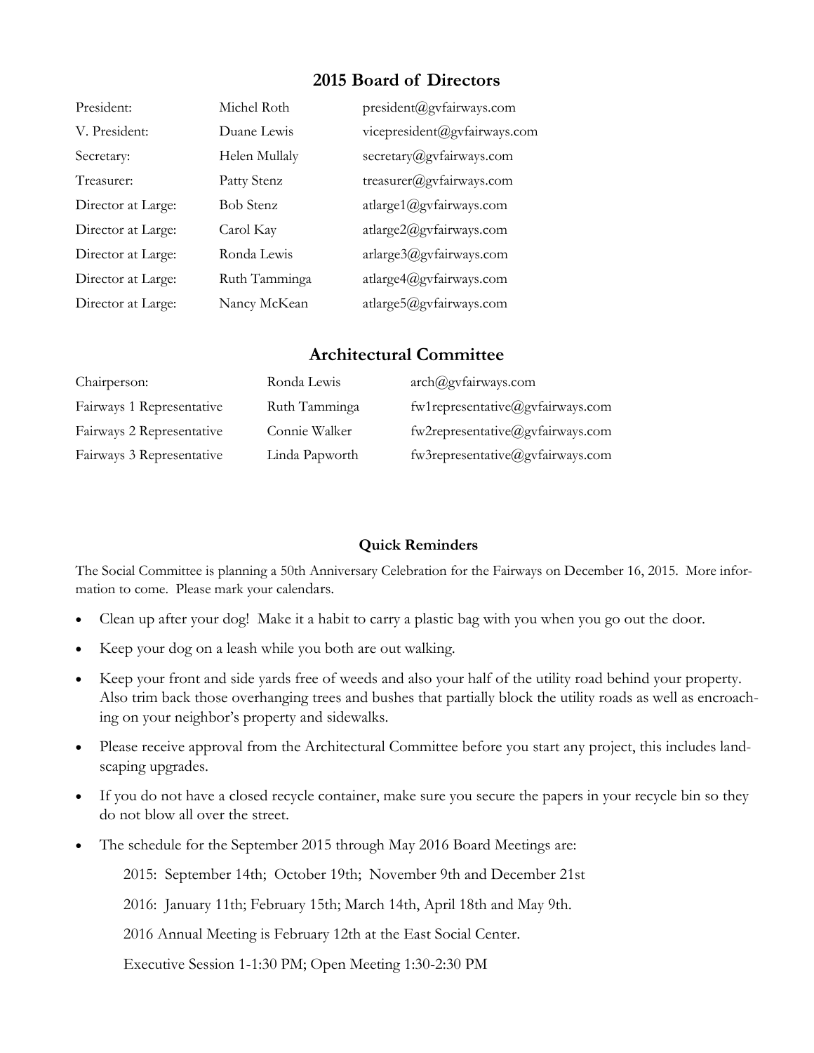## 2015 Board of Directors

| | | |
|---|---|---|
| President: | Michel Roth | president@gvfairways.com |
| V. President: | Duane Lewis | vicepresident@gvfairways.com |
| Secretary: | Helen Mullaly | secretary@gvfairways.com |
| Treasurer: | Patty Stenz | treasurer@gvfairways.com |
| Director at Large: | Bob Stenz | atlarge1@gvfairways.com |
| Director at Large: | Carol Kay | atlarge2@gvfairways.com |
| Director at Large: | Ronda Lewis | arlarge3@gvfairways.com |
| Director at Large: | Ruth Tamminga | atlarge4@gvfairways.com |
| Director at Large: | Nancy McKean | atlarge5@gvfairways.com |

## Architectural Committee

| | | |
|---|---|---|
| Chairperson: | Ronda Lewis | arch@gvfairways.com |
| Fairways 1 Representative | Ruth Tamminga | fw1representative@gvfairways.com |
| Fairways 2 Representative | Connie Walker | fw2representative@gvfairways.com |
| Fairways 3 Representative | Linda Papworth | fw3representative@gvfairways.com |

### Quick Reminders

The Social Committee is planning a 50th Anniversary Celebration for the Fairways on December 16, 2015. More information to come. Please mark your calendars.

- Clean up after your dog! Make it a habit to carry a plastic bag with you when you go out the door.
- Keep your dog on a leash while you both are out walking.
- Keep your front and side yards free of weeds and also your half of the utility road behind your property. Also trim back those overhanging trees and bushes that partially block the utility roads as well as encroaching on your neighbor's property and sidewalks.
- Please receive approval from the Architectural Committee before you start any project, this includes landscaping upgrades.
- If you do not have a closed recycle container, make sure you secure the papers in your recycle bin so they do not blow all over the street.
- The schedule for the September 2015 through May 2016 Board Meetings are:

  2015: September 14th; October 19th; November 9th and December 21st

  2016: January 11th; February 15th; March 14th, April 18th and May 9th.

  2016 Annual Meeting is February 12th at the East Social Center.

  Executive Session 1-1:30 PM; Open Meeting 1:30-2:30 PM